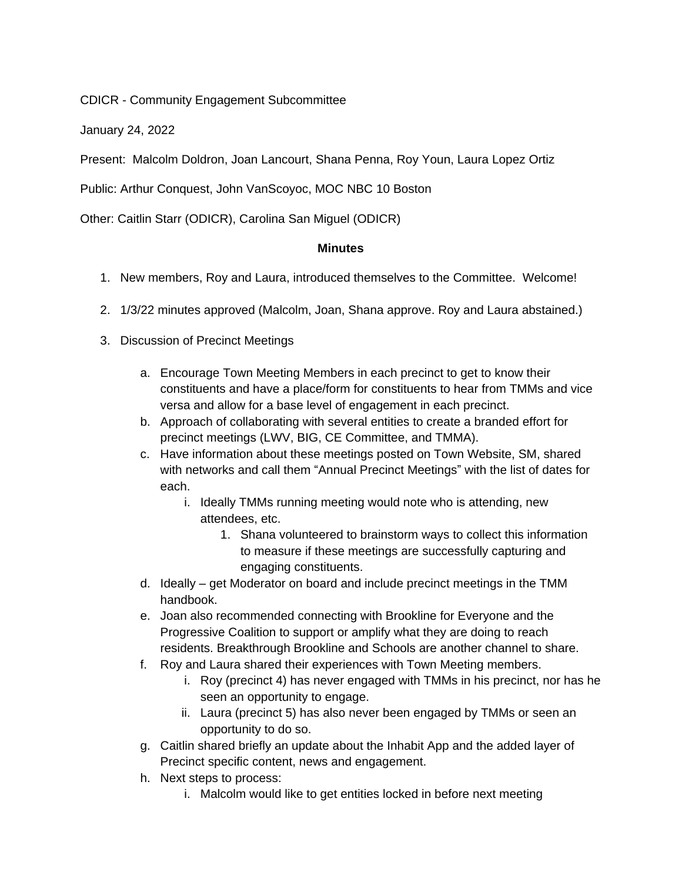CDICR - Community Engagement Subcommittee

January 24, 2022

Present: Malcolm Doldron, Joan Lancourt, Shana Penna, Roy Youn, Laura Lopez Ortiz

Public: Arthur Conquest, John VanScoyoc, MOC NBC 10 Boston

Other: Caitlin Starr (ODICR), Carolina San Miguel (ODICR)

**Minutes**

1. New members, Roy and Laura, introduced themselves to the Committee. Welcome!
2. 1/3/22 minutes approved (Malcolm, Joan, Shana approve. Roy and Laura abstained.)
3. Discussion of Precinct Meetings
    a. Encourage Town Meeting Members in each precinct to get to know their constituents and have a place/form for constituents to hear from TMMs and vice versa and allow for a base level of engagement in each precinct.
    b. Approach of collaborating with several entities to create a branded effort for precinct meetings (LWV, BIG, CE Committee, and TMMA).
    c. Have information about these meetings posted on Town Website, SM, shared with networks and call them "Annual Precinct Meetings" with the list of dates for each.
        i. Ideally TMMs running meeting would note who is attending, new attendees, etc.
            1. Shana volunteered to brainstorm ways to collect this information to measure if these meetings are successfully capturing and engaging constituents.
    d. Ideally – get Moderator on board and include precinct meetings in the TMM handbook.
    e. Joan also recommended connecting with Brookline for Everyone and the Progressive Coalition to support or amplify what they are doing to reach residents. Breakthrough Brookline and Schools are another channel to share.
    f. Roy and Laura shared their experiences with Town Meeting members.
        i. Roy (precinct 4) has never engaged with TMMs in his precinct, nor has he seen an opportunity to engage.
        ii. Laura (precinct 5) has also never been engaged by TMMs or seen an opportunity to do so.
    g. Caitlin shared briefly an update about the Inhabit App and the added layer of Precinct specific content, news and engagement.
    h. Next steps to process:
        i. Malcolm would like to get entities locked in before next meeting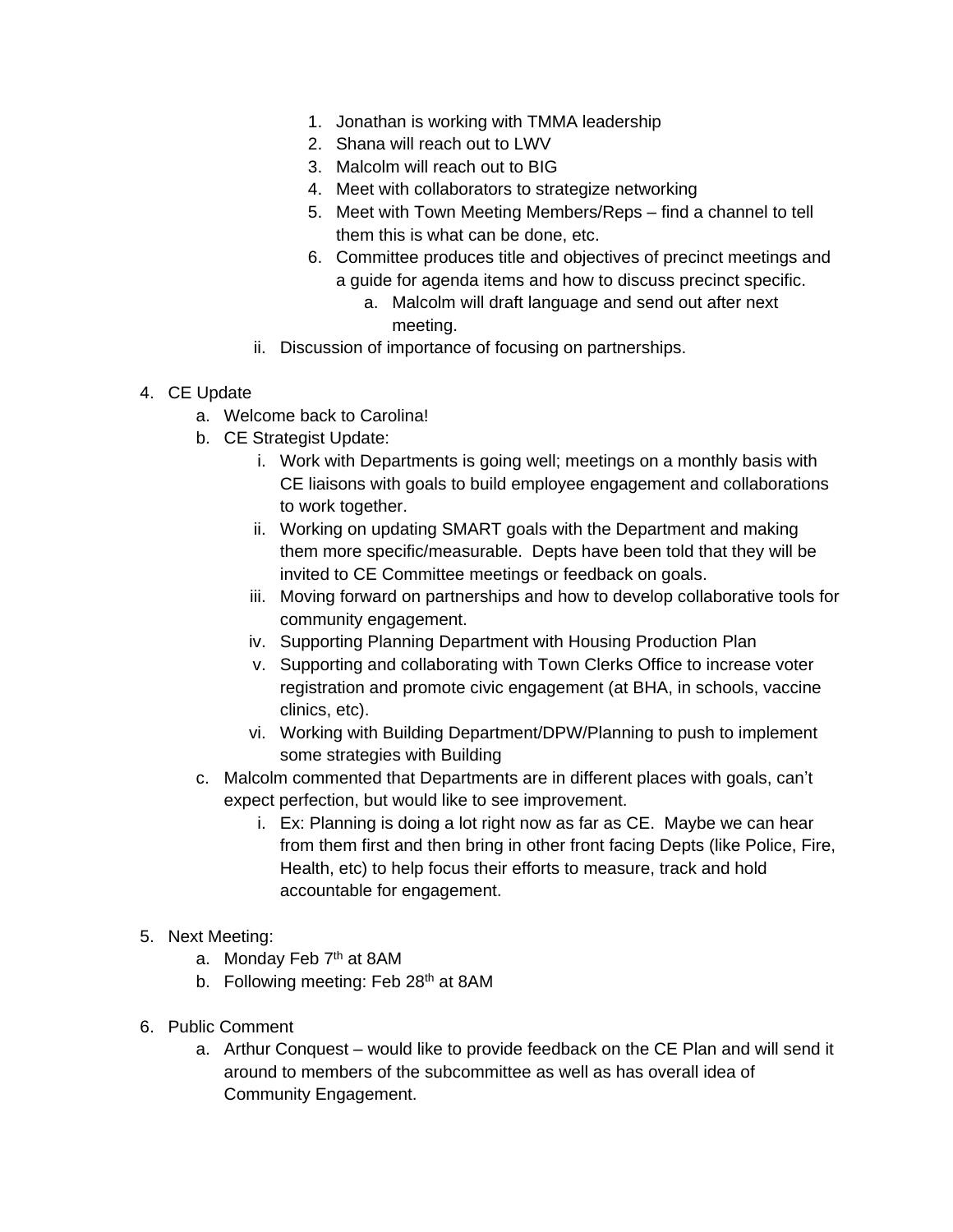1. Jonathan is working with TMMA leadership
            2. Shana will reach out to LWV
            3. Malcolm will reach out to BIG
            4. Meet with collaborators to strategize networking
            5. Meet with Town Meeting Members/Reps – find a channel to tell them this is what can be done, etc.
            6. Committee produces title and objectives of precinct meetings and a guide for agenda items and how to discuss precinct specific.
                a. Malcolm will draft language and send out after next meeting.
        ii. Discussion of importance of focusing on partnerships.

4. CE Update
    a. Welcome back to Carolina!
    b. CE Strategist Update:
        i. Work with Departments is going well; meetings on a monthly basis with CE liaisons with goals to build employee engagement and collaborations to work together.
        ii. Working on updating SMART goals with the Department and making them more specific/measurable. Depts have been told that they will be invited to CE Committee meetings or feedback on goals.
        iii. Moving forward on partnerships and how to develop collaborative tools for community engagement.
        iv. Supporting Planning Department with Housing Production Plan
        v. Supporting and collaborating with Town Clerks Office to increase voter registration and promote civic engagement (at BHA, in schools, vaccine clinics, etc).
        vi. Working with Building Department/DPW/Planning to push to implement some strategies with Building
    c. Malcolm commented that Departments are in different places with goals, can't expect perfection, but would like to see improvement.
        i. Ex: Planning is doing a lot right now as far as CE. Maybe we can hear from them first and then bring in other front facing Depts (like Police, Fire, Health, etc) to help focus their efforts to measure, track and hold accountable for engagement.

5. Next Meeting:
    a. Monday Feb 7th at 8AM
    b. Following meeting: Feb 28th at 8AM

6. Public Comment
    a. Arthur Conquest – would like to provide feedback on the CE Plan and will send it around to members of the subcommittee as well as has overall idea of Community Engagement.